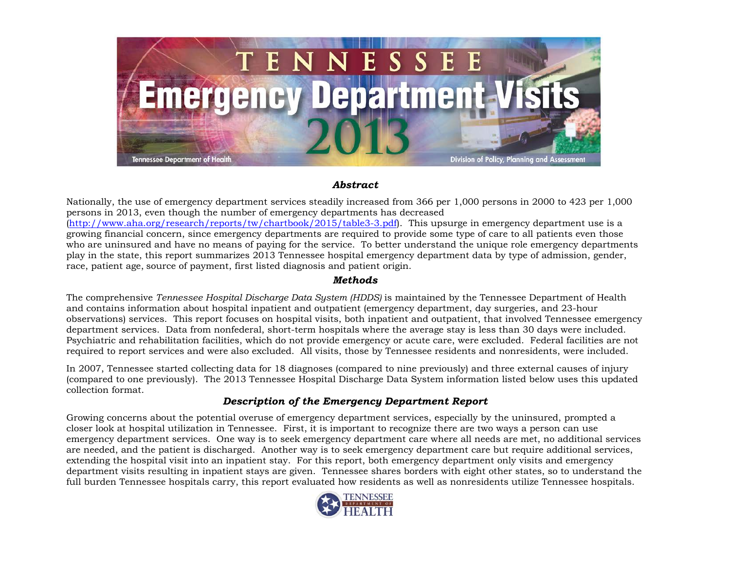# TENNESSEE Emergency Department Visits 2013

Tennessee Department of Health — Division of Policy, Planning and Assessment

## *Abstract*

Nationally, the use of emergency department services steadily increased from 366 per 1,000 persons in 2000 to 423 per 1,000 persons in 2013, even though the number of emergency departments has decreased (http://www.aha.org/research/reports/tw/chartbook/2015/table3-3.pdf). This upsurge in emergency department use is a growing financial concern, since emergency departments are required to provide some type of care to all patients even those who are uninsured and have no means of paying for the service. To better understand the unique role emergency departments play in the state, this report summarizes 2013 Tennessee hospital emergency department data by type of admission, gender, race, patient age, source of payment, first listed diagnosis and patient origin.

## *Methods*

The comprehensive *Tennessee Hospital Discharge Data System (HDDS)* is maintained by the Tennessee Department of Health and contains information about hospital inpatient and outpatient (emergency department, day surgeries, and 23-hour observations) services. This report focuses on hospital visits, both inpatient and outpatient, that involved Tennessee emergency department services. Data from nonfederal, short-term hospitals where the average stay is less than 30 days were included. Psychiatric and rehabilitation facilities, which do not provide emergency or acute care, were excluded. Federal facilities are not required to report services and were also excluded. All visits, those by Tennessee residents and nonresidents, were included.

In 2007, Tennessee started collecting data for 18 diagnoses (compared to nine previously) and three external causes of injury (compared to one previously). The 2013 Tennessee Hospital Discharge Data System information listed below uses this updated collection format.

## *Description of the Emergency Department Report*

Growing concerns about the potential overuse of emergency department services, especially by the uninsured, prompted a closer look at hospital utilization in Tennessee. First, it is important to recognize there are two ways a person can use emergency department services. One way is to seek emergency department care where all needs are met, no additional services are needed, and the patient is discharged. Another way is to seek emergency department care but require additional services, extending the hospital visit into an inpatient stay. For this report, both emergency department only visits and emergency department visits resulting in inpatient stays are given. Tennessee shares borders with eight other states, so to understand the full burden Tennessee hospitals carry, this report evaluated how residents as well as nonresidents utilize Tennessee hospitals.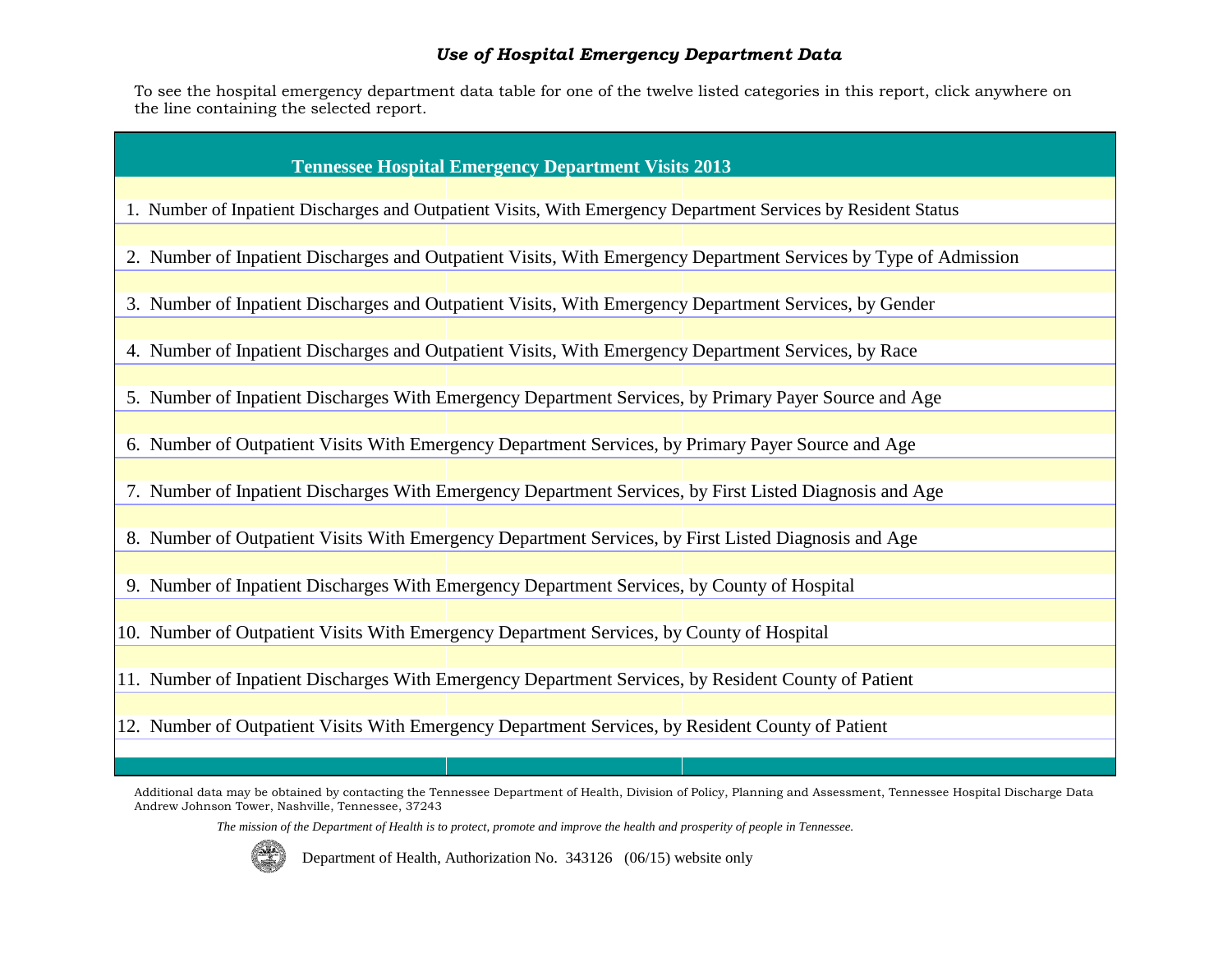***Use of Hospital Emergency Department Data***

To see the hospital emergency department data table for one of the twelve listed categories in this report, click anywhere on the line containing the selected report.

## Tennessee Hospital Emergency Department Visits 2013

1. Number of Inpatient Discharges and Outpatient Visits, With Emergency Department Services by Resident Status
2. Number of Inpatient Discharges and Outpatient Visits, With Emergency Department Services by Type of Admission
3. Number of Inpatient Discharges and Outpatient Visits, With Emergency Department Services, by Gender
4. Number of Inpatient Discharges and Outpatient Visits, With Emergency Department Services, by Race
5. Number of Inpatient Discharges With Emergency Department Services, by Primary Payer Source and Age
6. Number of Outpatient Visits With Emergency Department Services, by Primary Payer Source and Age
7. Number of Inpatient Discharges With Emergency Department Services, by First Listed Diagnosis and Age
8. Number of Outpatient Visits With Emergency Department Services, by First Listed Diagnosis and Age
9. Number of Inpatient Discharges With Emergency Department Services, by County of Hospital
10. Number of Outpatient Visits With Emergency Department Services, by County of Hospital
11. Number of Inpatient Discharges With Emergency Department Services, by Resident County of Patient
12. Number of Outpatient Visits With Emergency Department Services, by Resident County of Patient

Additional data may be obtained by contacting the Tennessee Department of Health, Division of Policy, Planning and Assessment, Tennessee Hospital Discharge Data Andrew Johnson Tower, Nashville, Tennessee, 37243

*The mission of the Department of Health is to protect, promote and improve the health and prosperity of people in Tennessee.*

Department of Health, Authorization No. 343126 (06/15) website only